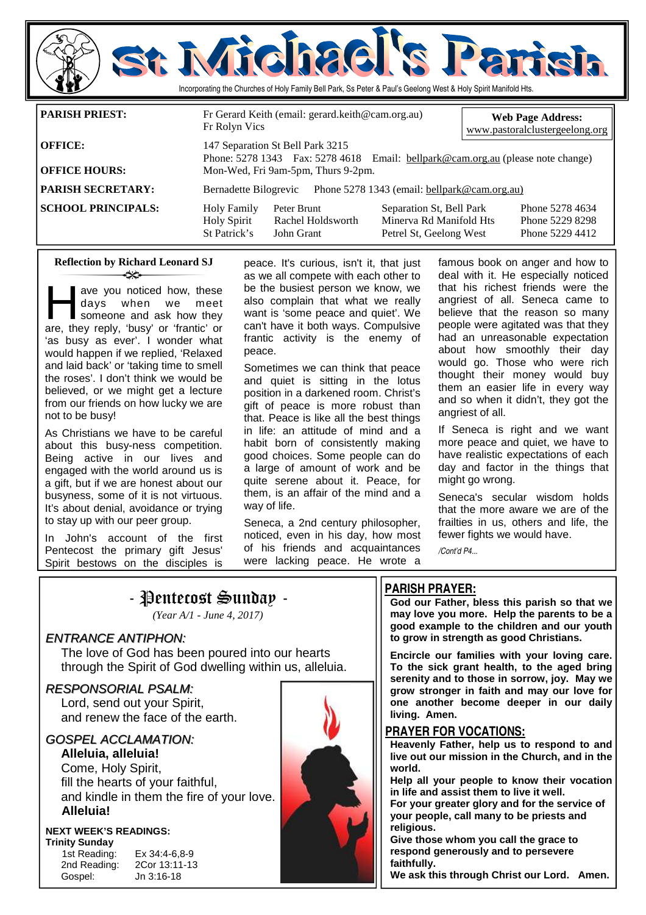# St Michael's Parish

Incorporating the Churches of Holy Family Bell Park, Ss Peter & Paul's Geelong West & Holy Spirit Manifold Hts.

| | | | |
|---|---|---|---|
| **PARISH PRIEST:** | Fr Gerard Keith (email: gerard.keith@cam.org.au)<br>Fr Rolyn Vics | | **Web Page Address:**<br>www.pastoralclustergeelong.org |
| **OFFICE:** | 147 Separation St Bell Park 3215<br>Phone: 5278 1343 Fax: 5278 4618 Email: bellpark@cam.org.au (please note change) | | |
| **OFFICE HOURS:** | Mon-Wed, Fri 9am-5pm, Thurs 9-2pm. | | |
| **PARISH SECRETARY:** | Bernadette Bilogrevic Phone 5278 1343 (email: bellpark@cam.org.au) | | |
| **SCHOOL PRINCIPALS:** | Holy Family — Peter Brunt | Separation St, Bell Park | Phone 5278 4634 |
| | Holy Spirit — Rachel Holdsworth | Minerva Rd Manifold Hts | Phone 5229 8298 |
| | St Patrick's — John Grant | Petrel St, Geelong West | Phone 5229 4412 |

### Reflection by Richard Leonard SJ

Have you noticed how, these days when we meet someone and ask how they are, they reply, 'busy' or 'frantic' or 'as busy as ever'. I wonder what would happen if we replied, 'Relaxed and laid back' or 'taking time to smell the roses'. I don't think we would be believed, or we might get a lecture from our friends on how lucky we are not to be busy!

As Christians we have to be careful about this busy-ness competition. Being active in our lives and engaged with the world around us is a gift, but if we are honest about our busyness, some of it is not virtuous. It's about denial, avoidance or trying to stay up with our peer group.

In John's account of the first Pentecost the primary gift Jesus' Spirit bestows on the disciples is peace. It's curious, isn't it, that just as we all compete with each other to be the busiest person we know, we also complain that what we really want is 'some peace and quiet'. We can't have it both ways. Compulsive frantic activity is the enemy of peace.

Sometimes we can think that peace and quiet is sitting in the lotus position in a darkened room. Christ's gift of peace is more robust than that. Peace is like all the best things in life: an attitude of mind and a habit born of consistently making good choices. Some people can do a large of amount of work and be quite serene about it. Peace, for them, is an affair of the mind and a way of life.

Seneca, a 2nd century philosopher, noticed, even in his day, how most of his friends and acquaintances were lacking peace. He wrote a famous book on anger and how to deal with it. He especially noticed that his richest friends were the angriest of all. Seneca came to believe that the reason so many people were agitated was that they had an unreasonable expectation about how smoothly their day would go. Those who were rich thought their money would buy them an easier life in every way and so when it didn't, they got the angriest of all.

If Seneca is right and we want more peace and quiet, we have to have realistic expectations of each day and factor in the things that might go wrong.

Seneca's secular wisdom holds that the more aware we are of the frailties in us, others and life, the fewer fights we would have.

*/Cont'd P4...*

## - Pentecost Sunday -

*(Year A/1 - June 4, 2017)*

*ENTRANCE ANTIPHON:*

The love of God has been poured into our hearts through the Spirit of God dwelling within us, alleluia.

*RESPONSORIAL PSALM:*

Lord, send out your Spirit,
and renew the face of the earth.

*GOSPEL ACCLAMATION:*

**Alleluia, alleluia!**
Come, Holy Spirit,
fill the hearts of your faithful,
and kindle in them the fire of your love.
**Alleluia!**

**NEXT WEEK'S READINGS:**
**Trinity Sunday**

| | |
|---|---|
| 1st Reading: | Ex 34:4-6,8-9 |
| 2nd Reading: | 2Cor 13:11-13 |
| Gospel: | Jn 3:16-18 |

## PARISH PRAYER:

**God our Father, bless this parish so that we may love you more. Help the parents to be a good example to the children and our youth to grow in strength as good Christians.**

**Encircle our families with your loving care. To the sick grant health, to the aged bring serenity and to those in sorrow, joy. May we grow stronger in faith and may our love for one another become deeper in our daily living. Amen.**

## PRAYER FOR VOCATIONS:

**Heavenly Father, help us to respond to and live out our mission in the Church, and in the world.**
**Help all your people to know their vocation in life and assist them to live it well.**
**For your greater glory and for the service of your people, call many to be priests and religious.**
**Give those whom you call the grace to respond generously and to persevere faithfully.**
**We ask this through Christ our Lord. Amen.**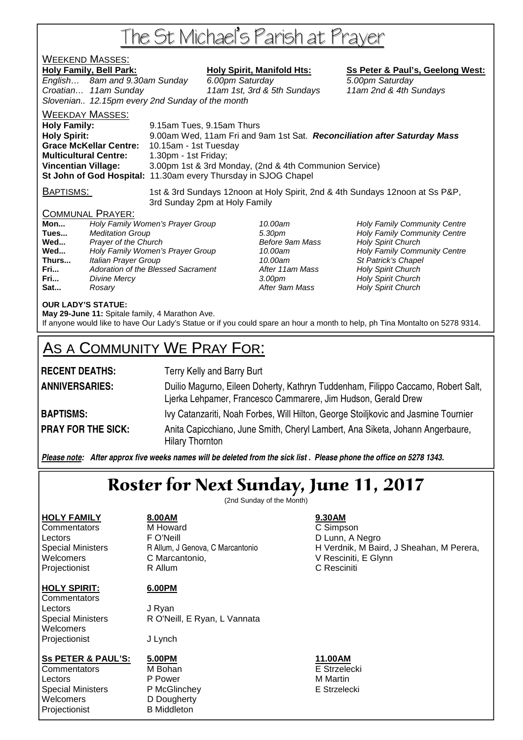# The St Michael's Parish at Prayer

## WEEKEND MASSES:

| **Holy Family, Bell Park:** | | **Holy Spirit, Manifold Hts:** | **Ss Peter & Paul's, Geelong West:** |
|---|---|---|---|
| *English…* | *8am and 9.30am Sunday* | *6.00pm Saturday* | *5.00pm Saturday* |
| *Croatian…* | *11am Sunday* | *11am 1st, 3rd & 5th Sundays* | *11am 2nd & 4th Sundays* |
| *Slovenian..* | *12.15pm every 2nd Sunday of the month* | | |

## WEEKDAY MASSES:

**Holy Family:** 9.15am Tues, 9.15am Thurs
**Holy Spirit:** 9.00am Wed, 11am Fri and 9am 1st Sat. ***Reconciliation after Saturday Mass***
**Grace McKellar Centre:** 10.15am - 1st Tuesday
**Multicultural Centre:** 1.30pm - 1st Friday;
**Vincentian Village:** 3.00pm 1st & 3rd Monday, (2nd & 4th Communion Service)
**St John of God Hospital:** 11.30am every Thursday in SJOG Chapel

BAPTISMS: 1st & 3rd Sundays 12noon at Holy Spirit, 2nd & 4th Sundays 12noon at Ss P&P, 3rd Sunday 2pm at Holy Family

## COMMUNAL PRAYER:

| | | | |
|---|---|---|---|
| **Mon...** | *Holy Family Women's Prayer Group* | *10.00am* | *Holy Family Community Centre* |
| **Tues...** | *Meditation Group* | *5.30pm* | *Holy Family Community Centre* |
| **Wed...** | *Prayer of the Church* | *Before 9am Mass* | *Holy Spirit Church* |
| **Wed...** | *Holy Family Women's Prayer Group* | *10.00am* | *Holy Family Community Centre* |
| **Thurs...** | *Italian Prayer Group* | *10.00am* | *St Patrick's Chapel* |
| **Fri...** | *Adoration of the Blessed Sacrament* | *After 11am Mass* | *Holy Spirit Church* |
| **Fri...** | *Divine Mercy* | *3.00pm* | *Holy Spirit Church* |
| **Sat...** | *Rosary* | *After 9am Mass* | *Holy Spirit Church* |

**OUR LADY'S STATUE:**
**May 29-June 11:** Spitale family, 4 Marathon Ave.
If anyone would like to have Our Lady's Statue or if you could spare an hour a month to help, ph Tina Montalto on 5278 9314.

# AS A COMMUNITY WE PRAY FOR:

**RECENT DEATHS:** Terry Kelly and Barry Burt

**ANNIVERSARIES:** Duilio Magurno, Eileen Doherty, Kathryn Tuddenham, Filippo Caccamo, Robert Salt, Ljerka Lehpamer, Francesco Cammarere, Jim Hudson, Gerald Drew

**BAPTISMS:** Ivy Catanzariti, Noah Forbes, Will Hilton, George Stoiljkovic and Jasmine Tournier

**PRAY FOR THE SICK:** Anita Capicchiano, June Smith, Cheryl Lambert, Ana Siketa, Johann Angerbaure, Hilary Thornton

***Please note:* *After approx five weeks names will be deleted from the sick list . Please phone the office on 5278 1343.***

# Roster for Next Sunday, June 11, 2017

(2nd Sunday of the Month)

| **HOLY FAMILY** | **8.00AM** | **9.30AM** |
|---|---|---|
| Commentators | M Howard | C Simpson |
| Lectors | F O'Neill | D Lunn, A Negro |
| Special Ministers | R Allum, J Genova, C Marcantonio | H Verdnik, M Baird, J Sheahan, M Perera, |
| Welcomers | C Marcantonio, | V Resciniti, E Glynn |
| Projectionist | R Allum | C Resciniti |

| **HOLY SPIRIT:** | **6.00PM** |
|---|---|
| Commentators | |
| Lectors | J Ryan |
| Special Ministers | R O'Neill, E Ryan, L Vannata |
| Welcomers | |
| Projectionist | J Lynch |

| **Ss PETER & PAUL'S:** | **5.00PM** | **11.00AM** |
|---|---|---|
| Commentators | M Bohan | E Strzelecki |
| Lectors | P Power | M Martin |
| Special Ministers | P McGlinchey | E Strzelecki |
| Welcomers | D Dougherty | |
| Projectionist | B Middleton | |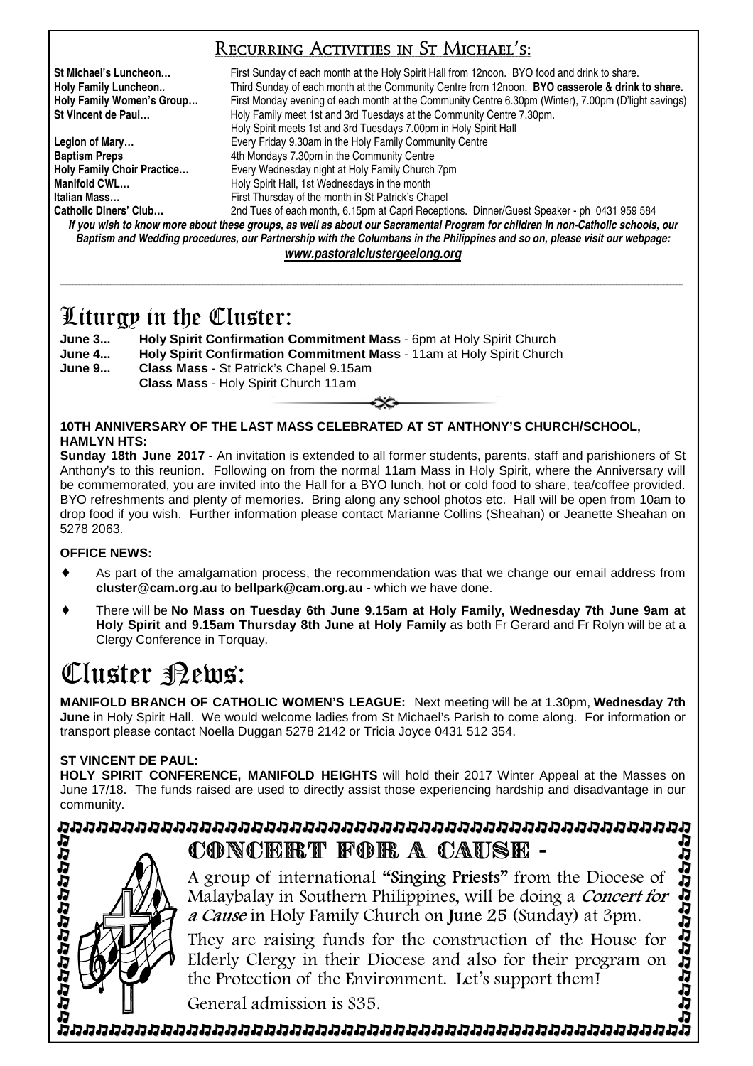## Recurring Activities in St Michael's:

**St Michael's Luncheon…** First Sunday of each month at the Holy Spirit Hall from 12noon. BYO food and drink to share.
**Holy Family Luncheon..** Third Sunday of each month at the Community Centre from 12noon. **BYO casserole & drink to share.**
**Holy Family Women's Group…** First Monday evening of each month at the Community Centre 6.30pm (Winter), 7.00pm (D'light savings)
**St Vincent de Paul…** Holy Family meet 1st and 3rd Tuesdays at the Community Centre 7.30pm.
Holy Spirit meets 1st and 3rd Tuesdays 7.00pm in Holy Spirit Hall
**Legion of Mary…** Every Friday 9.30am in the Holy Family Community Centre
**Baptism Preps** 4th Mondays 7.30pm in the Community Centre
**Holy Family Choir Practice…** Every Wednesday night at Holy Family Church 7pm
**Manifold CWL…** Holy Spirit Hall, 1st Wednesdays in the month
**Italian Mass…** First Thursday of the month in St Patrick's Chapel
**Catholic Diners' Club…** 2nd Tues of each month, 6.15pm at Capri Receptions. Dinner/Guest Speaker - ph 0431 959 584

***If you wish to know more about these groups, as well as about our Sacramental Program for children in non-Catholic schools, our Baptism and Wedding procedures, our Partnership with the Columbans in the Philippines and so on, please visit our webpage:***
***www.pastoralclustergeelong.org***

# Liturgy in the Cluster:

**June 3...** **Holy Spirit Confirmation Commitment Mass** - 6pm at Holy Spirit Church
**June 4...** **Holy Spirit Confirmation Commitment Mass** - 11am at Holy Spirit Church
**June 9...** **Class Mass** - St Patrick's Chapel 9.15am
**Class Mass** - Holy Spirit Church 11am

**10TH ANNIVERSARY OF THE LAST MASS CELEBRATED AT ST ANTHONY'S CHURCH/SCHOOL, HAMLYN HTS:**

**Sunday 18th June 2017** - An invitation is extended to all former students, parents, staff and parishioners of St Anthony's to this reunion. Following on from the normal 11am Mass in Holy Spirit, where the Anniversary will be commemorated, you are invited into the Hall for a BYO lunch, hot or cold food to share, tea/coffee provided. BYO refreshments and plenty of memories. Bring along any school photos etc. Hall will be open from 10am to drop food if you wish. Further information please contact Marianne Collins (Sheahan) or Jeanette Sheahan on 5278 2063.

**OFFICE NEWS:**

- As part of the amalgamation process, the recommendation was that we change our email address from **cluster@cam.org.au** to **bellpark@cam.org.au** - which we have done.
- There will be **No Mass on Tuesday 6th June 9.15am at Holy Family, Wednesday 7th June 9am at Holy Spirit and 9.15am Thursday 8th June at Holy Family** as both Fr Gerard and Fr Rolyn will be at a Clergy Conference in Torquay.

# Cluster News:

**MANIFOLD BRANCH OF CATHOLIC WOMEN'S LEAGUE:** Next meeting will be at 1.30pm, **Wednesday 7th June** in Holy Spirit Hall. We would welcome ladies from St Michael's Parish to come along. For information or transport please contact Noella Duggan 5278 2142 or Tricia Joyce 0431 512 354.

**ST VINCENT DE PAUL:**
**HOLY SPIRIT CONFERENCE, MANIFOLD HEIGHTS** will hold their 2017 Winter Appeal at the Masses on June 17/18. The funds raised are used to directly assist those experiencing hardship and disadvantage in our community.

## CONCERT FOR A CAUSE -

A group of international **"Singing Priests"** from the Diocese of Malaybalay in Southern Philippines, will be doing a ***Concert for a Cause*** in Holy Family Church on **June 25** (Sunday) at 3pm.

They are raising funds for the construction of the House for Elderly Clergy in their Diocese and also for their program on the Protection of the Environment. Let's support them!

General admission is $35.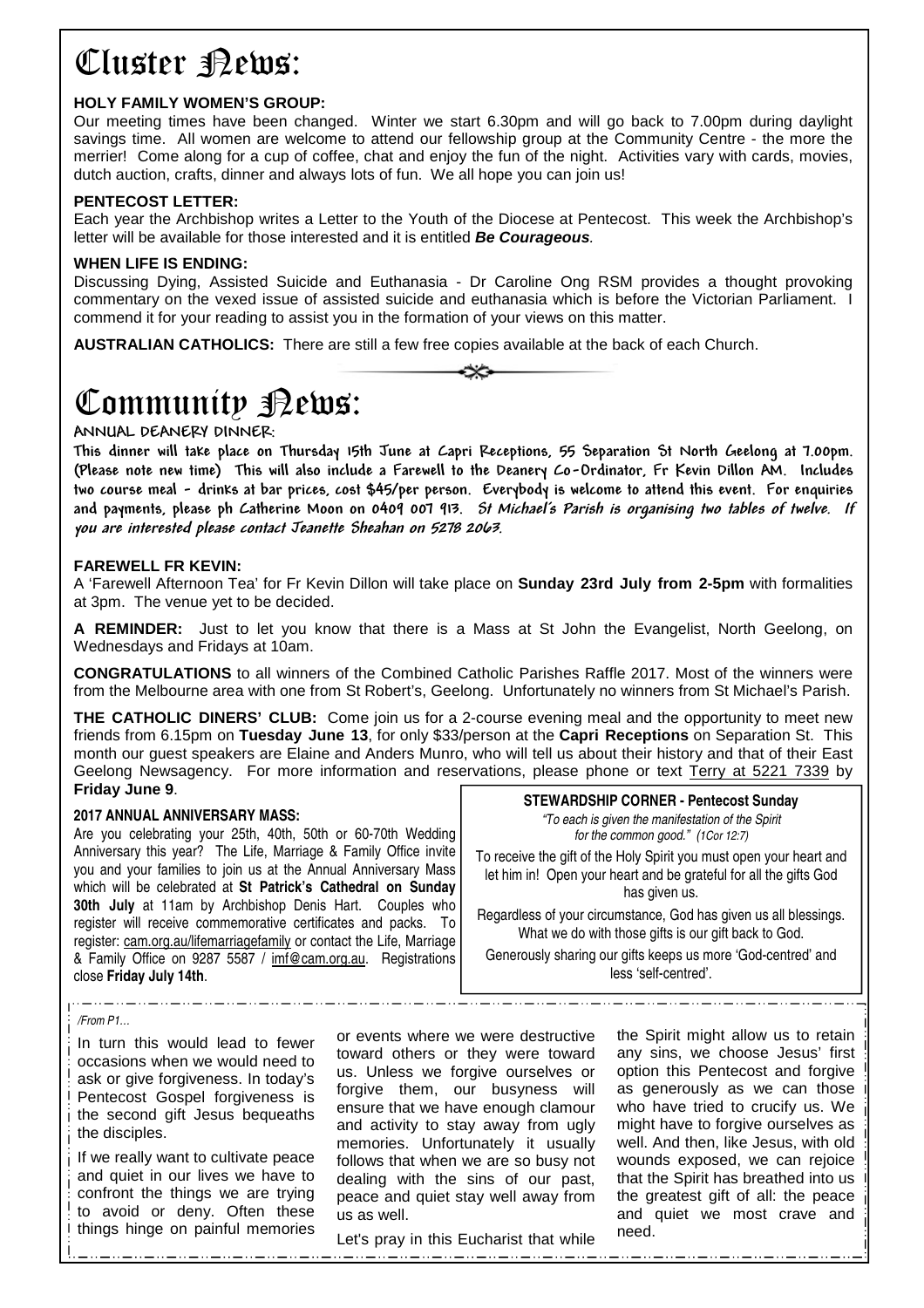# Cluster News:

**HOLY FAMILY WOMEN'S GROUP:**

Our meeting times have been changed. Winter we start 6.30pm and will go back to 7.00pm during daylight savings time. All women are welcome to attend our fellowship group at the Community Centre - the more the merrier! Come along for a cup of coffee, chat and enjoy the fun of the night. Activities vary with cards, movies, dutch auction, crafts, dinner and always lots of fun. We all hope you can join us!

**PENTECOST LETTER:**

Each year the Archbishop writes a Letter to the Youth of the Diocese at Pentecost. This week the Archbishop's letter will be available for those interested and it is entitled ***Be Courageous***.

**WHEN LIFE IS ENDING:**

Discussing Dying, Assisted Suicide and Euthanasia - Dr Caroline Ong RSM provides a thought provoking commentary on the vexed issue of assisted suicide and euthanasia which is before the Victorian Parliament. I commend it for your reading to assist you in the formation of your views on this matter.

**AUSTRALIAN CATHOLICS:** There are still a few free copies available at the back of each Church.

# Community News:

**ANNUAL DEANERY DINNER:**

**This dinner will take place on Thursday 15th June at Capri Receptions, 55 Separation St North Geelong at 7.00pm. (Please note new time) This will also include a Farewell to the Deanery Co-Ordinator, Fr Kevin Dillon AM. Includes two course meal - drinks at bar prices, cost $45/per person. Everybody is welcome to attend this event. For enquiries and payments, please ph Catherine Moon on 0409 007 913. *St Michael's Parish is organising two tables of twelve. If you are interested please contact Jeanette Sheahan on 5278 2063.***

**FAREWELL FR KEVIN:**

A 'Farewell Afternoon Tea' for Fr Kevin Dillon will take place on **Sunday 23rd July from 2-5pm** with formalities at 3pm. The venue yet to be decided.

**A REMINDER:** Just to let you know that there is a Mass at St John the Evangelist, North Geelong, on Wednesdays and Fridays at 10am.

**CONGRATULATIONS** to all winners of the Combined Catholic Parishes Raffle 2017. Most of the winners were from the Melbourne area with one from St Robert's, Geelong. Unfortunately no winners from St Michael's Parish.

**THE CATHOLIC DINERS' CLUB:** Come join us for a 2-course evening meal and the opportunity to meet new friends from 6.15pm on **Tuesday June 13**, for only $33/person at the **Capri Receptions** on Separation St. This month our guest speakers are Elaine and Anders Munro, who will tell us about their history and that of their East Geelong Newsagency. For more information and reservations, please phone or text Terry at 5221 7339 by **Friday June 9**.

**2017 ANNUAL ANNIVERSARY MASS:**

Are you celebrating your 25th, 40th, 50th or 60-70th Wedding Anniversary this year? The Life, Marriage & Family Office invite you and your families to join us at the Annual Anniversary Mass which will be celebrated at **St Patrick's Cathedral on Sunday 30th July** at 11am by Archbishop Denis Hart. Couples who register will receive commemorative certificates and packs. To register: cam.org.au/lifemarriagefamily or contact the Life, Marriage & Family Office on 9287 5587 / imf@cam.org.au. Registrations close **Friday July 14th**.

**STEWARDSHIP CORNER - Pentecost Sunday**

*"To each is given the manifestation of the Spirit for the common good." (1Cor 12:7)*

To receive the gift of the Holy Spirit you must open your heart and let him in! Open your heart and be grateful for all the gifts God has given us.

Regardless of your circumstance, God has given us all blessings. What we do with those gifts is our gift back to God.

Generously sharing our gifts keeps us more 'God-centred' and less 'self-centred'.

*/From P1…*

In turn this would lead to fewer occasions when we would need to ask or give forgiveness. In today's Pentecost Gospel forgiveness is the second gift Jesus bequeaths the disciples.

If we really want to cultivate peace and quiet in our lives we have to confront the things we are trying to avoid or deny. Often these things hinge on painful memories or events where we were destructive toward others or they were toward us. Unless we forgive ourselves or forgive them, our busyness will ensure that we have enough clamour and activity to stay away from ugly memories. Unfortunately it usually follows that when we are so busy not dealing with the sins of our past, peace and quiet stay well away from us as well.

Let's pray in this Eucharist that while the Spirit might allow us to retain any sins, we choose Jesus' first option this Pentecost and forgive as generously as we can those who have tried to crucify us. We might have to forgive ourselves as well. And then, like Jesus, with old wounds exposed, we can rejoice that the Spirit has breathed into us the greatest gift of all: the peace and quiet we most crave and need.